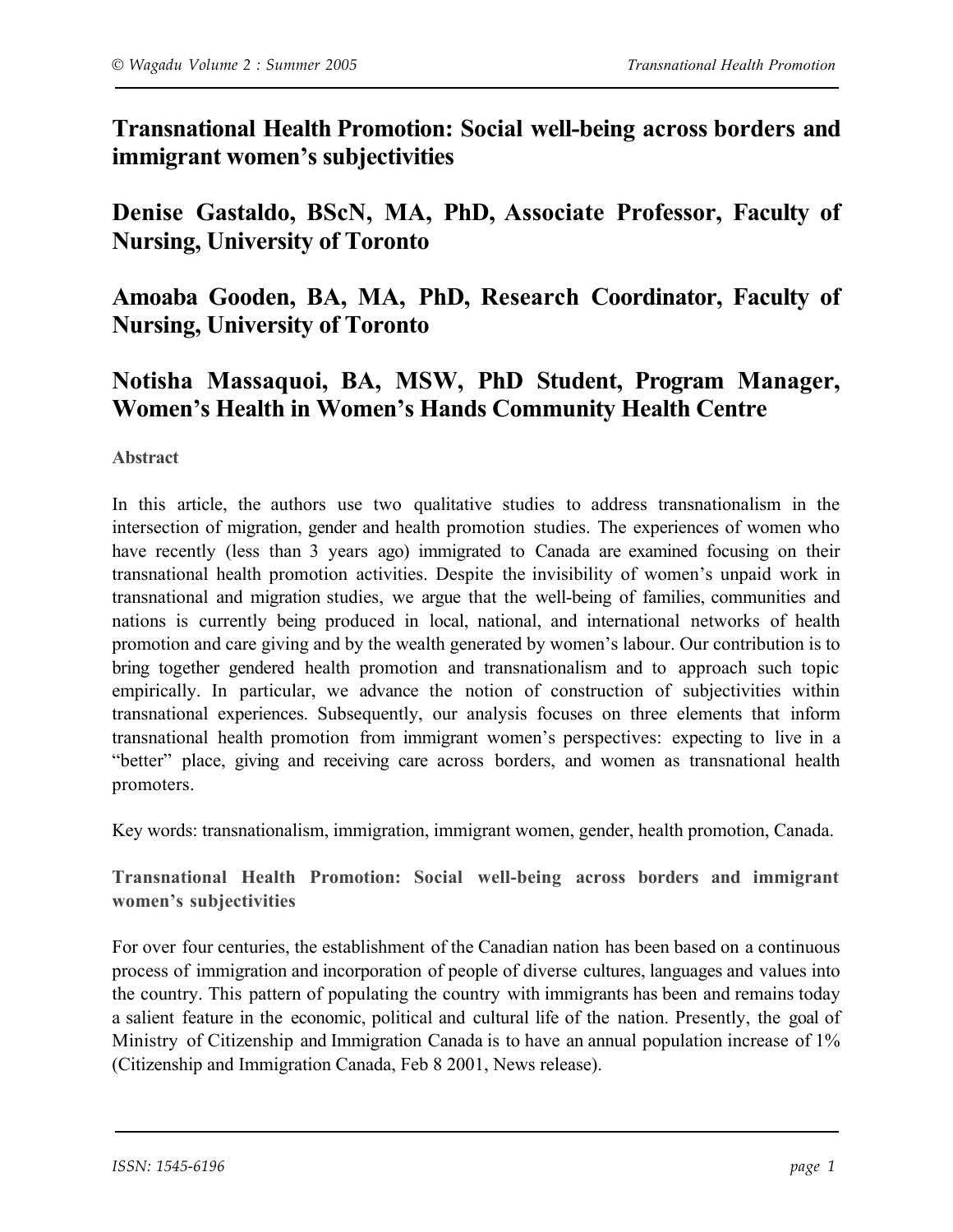# Transnational Health Promotion: Social well-being across borders and immigrant women's subjectivities

## Denise Gastaldo, BScN, MA, PhD, Associate Professor, Faculty of Nursing, University of Toronto

## Amoaba Gooden, BA, MA, PhD, Research Coordinator, Faculty of Nursing, University of Toronto

## Notisha Massaquoi, BA, MSW, PhD Student, Program Manager, Women's Health in Women's Hands Community Health Centre

### Abstract

In this article, the authors use two qualitative studies to address transnationalism in the intersection of migration, gender and health promotion studies. The experiences of women who have recently (less than 3 years ago) immigrated to Canada are examined focusing on their transnational health promotion activities. Despite the invisibility of women's unpaid work in transnational and migration studies, we argue that the well-being of families, communities and nations is currently being produced in local, national, and international networks of health promotion and care giving and by the wealth generated by women's labour. Our contribution is to bring together gendered health promotion and transnationalism and to approach such topic empirically. In particular, we advance the notion of construction of subjectivities within transnational experiences. Subsequently, our analysis focuses on three elements that inform transnational health promotion from immigrant women's perspectives: expecting to live in a "better" place, giving and receiving care across borders, and women as transnational health promoters.

Key words: transnationalism, immigration, immigrant women, gender, health promotion, Canada.

### Transnational Health Promotion: Social well-being across borders and immigrant women's subjectivities

For over four centuries, the establishment of the Canadian nation has been based on a continuous process of immigration and incorporation of people of diverse cultures, languages and values into the country. This pattern of populating the country with immigrants has been and remains today a salient feature in the economic, political and cultural life of the nation. Presently, the goal of Ministry of Citizenship and Immigration Canada is to have an annual population increase of 1% (Citizenship and Immigration Canada, Feb 8 2001, News release).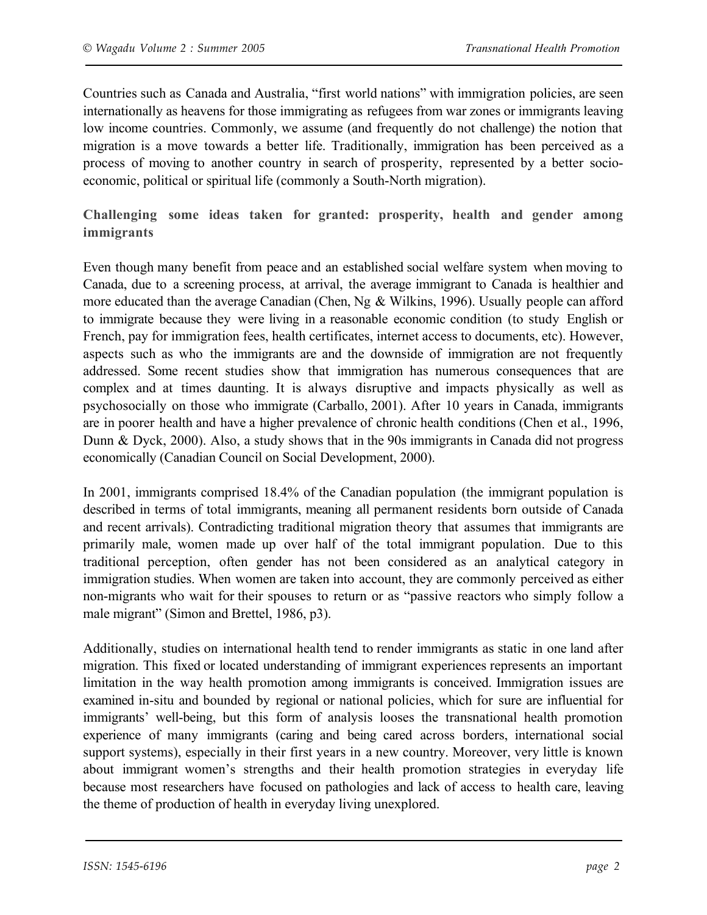Countries such as Canada and Australia, "first world nations" with immigration policies, are seen internationally as heavens for those immigrating as refugees from war zones or immigrants leaving low income countries. Commonly, we assume (and frequently do not challenge) the notion that migration is a move towards a better life. Traditionally, immigration has been perceived as a process of moving to another country in search of prosperity, represented by a better socio-economic, political or spiritual life (commonly a South-North migration).

### Challenging some ideas taken for granted: prosperity, health and gender among immigrants

Even though many benefit from peace and an established social welfare system when moving to Canada, due to a screening process, at arrival, the average immigrant to Canada is healthier and more educated than the average Canadian (Chen, Ng & Wilkins, 1996). Usually people can afford to immigrate because they were living in a reasonable economic condition (to study English or French, pay for immigration fees, health certificates, internet access to documents, etc). However, aspects such as who the immigrants are and the downside of immigration are not frequently addressed. Some recent studies show that immigration has numerous consequences that are complex and at times daunting. It is always disruptive and impacts physically as well as psychosocially on those who immigrate (Carballo, 2001). After 10 years in Canada, immigrants are in poorer health and have a higher prevalence of chronic health conditions (Chen et al., 1996, Dunn & Dyck, 2000). Also, a study shows that in the 90s immigrants in Canada did not progress economically (Canadian Council on Social Development, 2000).

In 2001, immigrants comprised 18.4% of the Canadian population (the immigrant population is described in terms of total immigrants, meaning all permanent residents born outside of Canada and recent arrivals). Contradicting traditional migration theory that assumes that immigrants are primarily male, women made up over half of the total immigrant population. Due to this traditional perception, often gender has not been considered as an analytical category in immigration studies. When women are taken into account, they are commonly perceived as either non-migrants who wait for their spouses to return or as "passive reactors who simply follow a male migrant" (Simon and Brettel, 1986, p3).

Additionally, studies on international health tend to render immigrants as static in one land after migration. This fixed or located understanding of immigrant experiences represents an important limitation in the way health promotion among immigrants is conceived. Immigration issues are examined in-situ and bounded by regional or national policies, which for sure are influential for immigrants' well-being, but this form of analysis looses the transnational health promotion experience of many immigrants (caring and being cared across borders, international social support systems), especially in their first years in a new country. Moreover, very little is known about immigrant women's strengths and their health promotion strategies in everyday life because most researchers have focused on pathologies and lack of access to health care, leaving the theme of production of health in everyday living unexplored.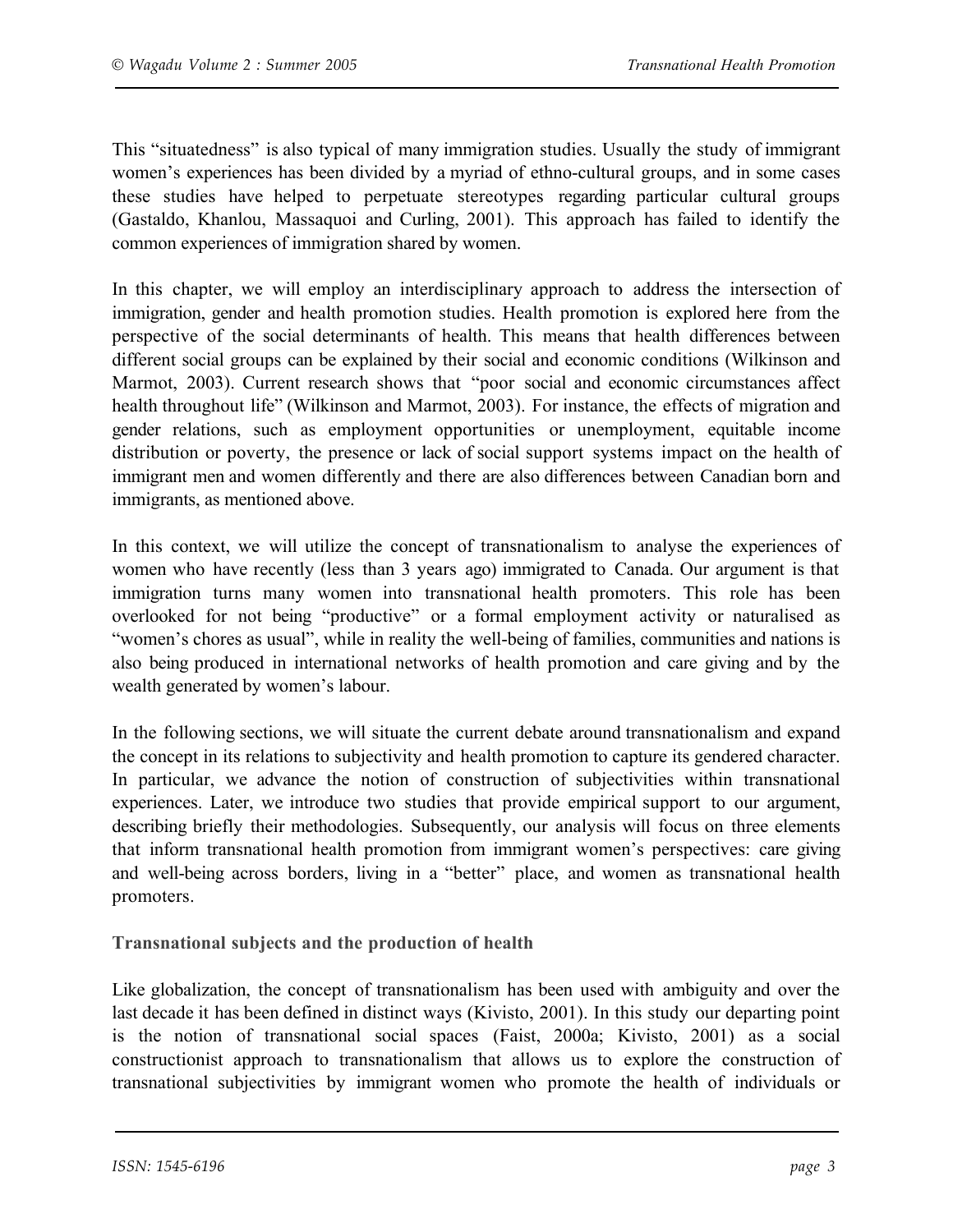This "situatedness" is also typical of many immigration studies. Usually the study of immigrant women's experiences has been divided by a myriad of ethno-cultural groups, and in some cases these studies have helped to perpetuate stereotypes regarding particular cultural groups (Gastaldo, Khanlou, Massaquoi and Curling, 2001). This approach has failed to identify the common experiences of immigration shared by women.

In this chapter, we will employ an interdisciplinary approach to address the intersection of immigration, gender and health promotion studies. Health promotion is explored here from the perspective of the social determinants of health. This means that health differences between different social groups can be explained by their social and economic conditions (Wilkinson and Marmot, 2003). Current research shows that "poor social and economic circumstances affect health throughout life" (Wilkinson and Marmot, 2003). For instance, the effects of migration and gender relations, such as employment opportunities or unemployment, equitable income distribution or poverty, the presence or lack of social support systems impact on the health of immigrant men and women differently and there are also differences between Canadian born and immigrants, as mentioned above.

In this context, we will utilize the concept of transnationalism to analyse the experiences of women who have recently (less than 3 years ago) immigrated to Canada. Our argument is that immigration turns many women into transnational health promoters. This role has been overlooked for not being "productive" or a formal employment activity or naturalised as "women's chores as usual", while in reality the well-being of families, communities and nations is also being produced in international networks of health promotion and care giving and by the wealth generated by women's labour.

In the following sections, we will situate the current debate around transnationalism and expand the concept in its relations to subjectivity and health promotion to capture its gendered character. In particular, we advance the notion of construction of subjectivities within transnational experiences. Later, we introduce two studies that provide empirical support to our argument, describing briefly their methodologies. Subsequently, our analysis will focus on three elements that inform transnational health promotion from immigrant women's perspectives: care giving and well-being across borders, living in a "better" place, and women as transnational health promoters.

**Transnational subjects and the production of health**

Like globalization, the concept of transnationalism has been used with ambiguity and over the last decade it has been defined in distinct ways (Kivisto, 2001). In this study our departing point is the notion of transnational social spaces (Faist, 2000a; Kivisto, 2001) as a social constructionist approach to transnationalism that allows us to explore the construction of transnational subjectivities by immigrant women who promote the health of individuals or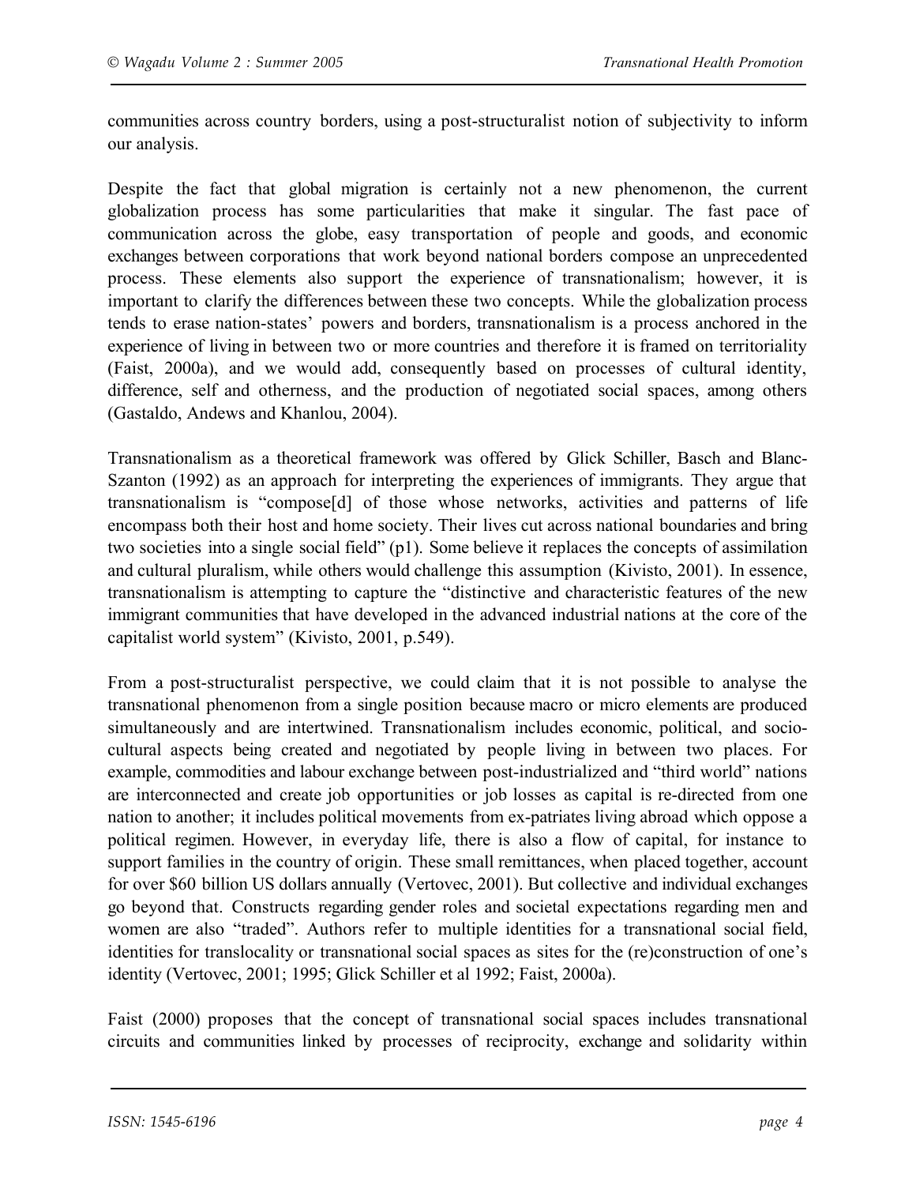communities across country borders, using a post-structuralist notion of subjectivity to inform our analysis.

Despite the fact that global migration is certainly not a new phenomenon, the current globalization process has some particularities that make it singular. The fast pace of communication across the globe, easy transportation of people and goods, and economic exchanges between corporations that work beyond national borders compose an unprecedented process. These elements also support the experience of transnationalism; however, it is important to clarify the differences between these two concepts. While the globalization process tends to erase nation-states' powers and borders, transnationalism is a process anchored in the experience of living in between two or more countries and therefore it is framed on territoriality (Faist, 2000a), and we would add, consequently based on processes of cultural identity, difference, self and otherness, and the production of negotiated social spaces, among others (Gastaldo, Andews and Khanlou, 2004).

Transnationalism as a theoretical framework was offered by Glick Schiller, Basch and Blanc-Szanton (1992) as an approach for interpreting the experiences of immigrants. They argue that transnationalism is "compose[d] of those whose networks, activities and patterns of life encompass both their host and home society. Their lives cut across national boundaries and bring two societies into a single social field" (p1). Some believe it replaces the concepts of assimilation and cultural pluralism, while others would challenge this assumption (Kivisto, 2001). In essence, transnationalism is attempting to capture the "distinctive and characteristic features of the new immigrant communities that have developed in the advanced industrial nations at the core of the capitalist world system" (Kivisto, 2001, p.549).

From a post-structuralist perspective, we could claim that it is not possible to analyse the transnational phenomenon from a single position because macro or micro elements are produced simultaneously and are intertwined. Transnationalism includes economic, political, and socio-cultural aspects being created and negotiated by people living in between two places. For example, commodities and labour exchange between post-industrialized and "third world" nations are interconnected and create job opportunities or job losses as capital is re-directed from one nation to another; it includes political movements from ex-patriates living abroad which oppose a political regimen. However, in everyday life, there is also a flow of capital, for instance to support families in the country of origin. These small remittances, when placed together, account for over $60 billion US dollars annually (Vertovec, 2001). But collective and individual exchanges go beyond that. Constructs regarding gender roles and societal expectations regarding men and women are also "traded". Authors refer to multiple identities for a transnational social field, identities for translocality or transnational social spaces as sites for the (re)construction of one's identity (Vertovec, 2001; 1995; Glick Schiller et al 1992; Faist, 2000a).

Faist (2000) proposes that the concept of transnational social spaces includes transnational circuits and communities linked by processes of reciprocity, exchange and solidarity within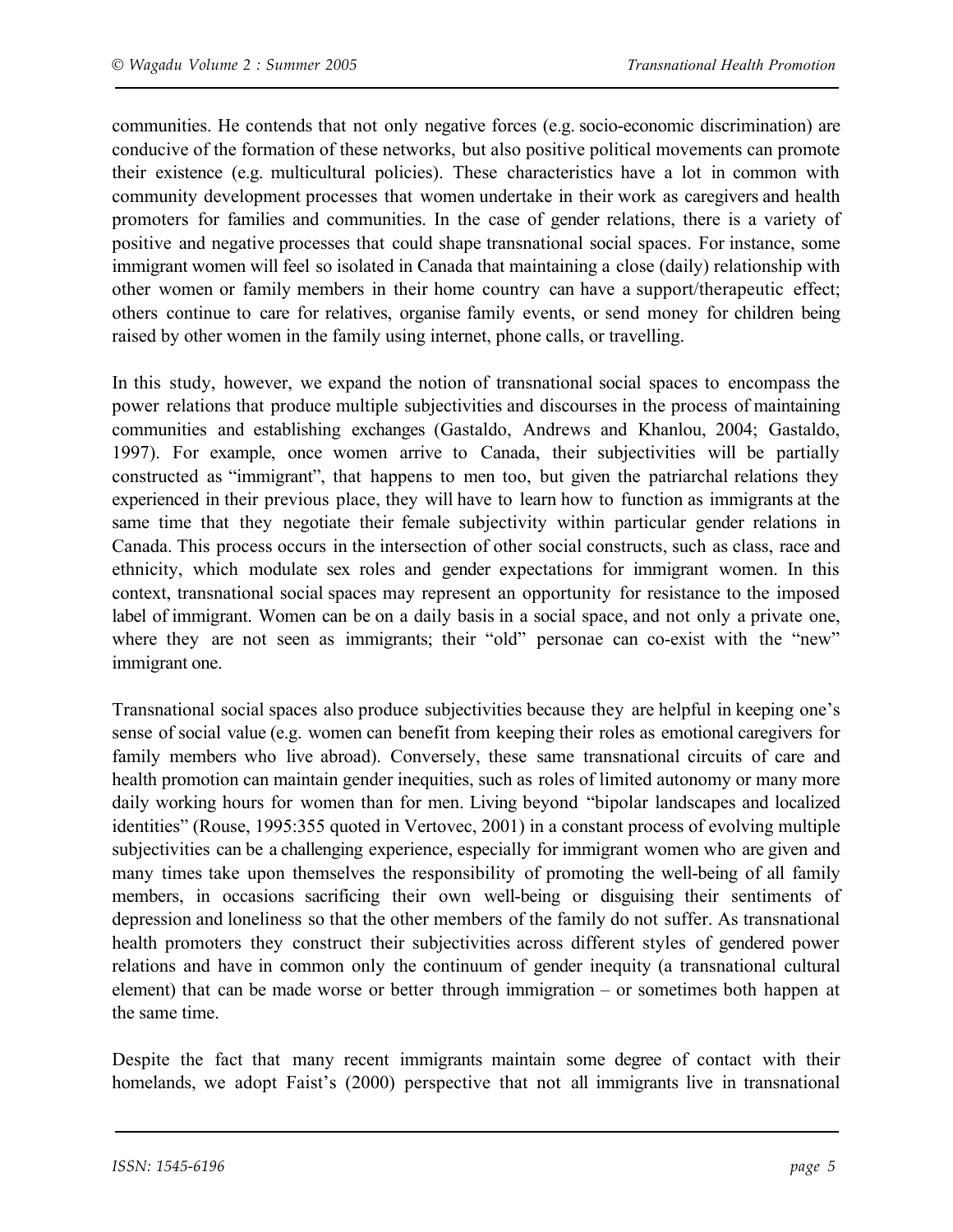communities. He contends that not only negative forces (e.g. socio-economic discrimination) are conducive of the formation of these networks, but also positive political movements can promote their existence (e.g. multicultural policies). These characteristics have a lot in common with community development processes that women undertake in their work as caregivers and health promoters for families and communities. In the case of gender relations, there is a variety of positive and negative processes that could shape transnational social spaces. For instance, some immigrant women will feel so isolated in Canada that maintaining a close (daily) relationship with other women or family members in their home country can have a support/therapeutic effect; others continue to care for relatives, organise family events, or send money for children being raised by other women in the family using internet, phone calls, or travelling.

In this study, however, we expand the notion of transnational social spaces to encompass the power relations that produce multiple subjectivities and discourses in the process of maintaining communities and establishing exchanges (Gastaldo, Andrews and Khanlou, 2004; Gastaldo, 1997). For example, once women arrive to Canada, their subjectivities will be partially constructed as "immigrant", that happens to men too, but given the patriarchal relations they experienced in their previous place, they will have to learn how to function as immigrants at the same time that they negotiate their female subjectivity within particular gender relations in Canada. This process occurs in the intersection of other social constructs, such as class, race and ethnicity, which modulate sex roles and gender expectations for immigrant women. In this context, transnational social spaces may represent an opportunity for resistance to the imposed label of immigrant. Women can be on a daily basis in a social space, and not only a private one, where they are not seen as immigrants; their "old" personae can co-exist with the "new" immigrant one.

Transnational social spaces also produce subjectivities because they are helpful in keeping one's sense of social value (e.g. women can benefit from keeping their roles as emotional caregivers for family members who live abroad). Conversely, these same transnational circuits of care and health promotion can maintain gender inequities, such as roles of limited autonomy or many more daily working hours for women than for men. Living beyond "bipolar landscapes and localized identities" (Rouse, 1995:355 quoted in Vertovec, 2001) in a constant process of evolving multiple subjectivities can be a challenging experience, especially for immigrant women who are given and many times take upon themselves the responsibility of promoting the well-being of all family members, in occasions sacrificing their own well-being or disguising their sentiments of depression and loneliness so that the other members of the family do not suffer. As transnational health promoters they construct their subjectivities across different styles of gendered power relations and have in common only the continuum of gender inequity (a transnational cultural element) that can be made worse or better through immigration – or sometimes both happen at the same time.

Despite the fact that many recent immigrants maintain some degree of contact with their homelands, we adopt Faist's (2000) perspective that not all immigrants live in transnational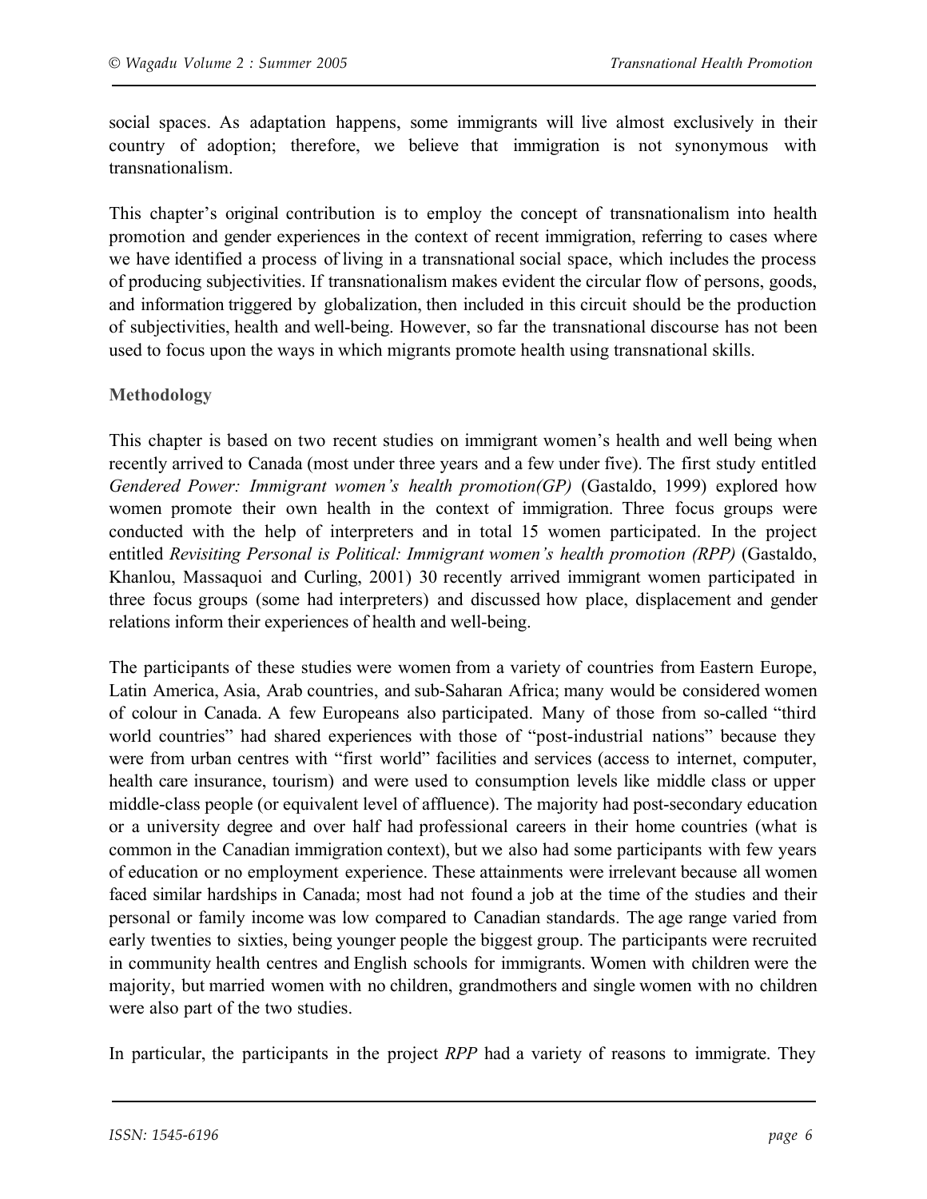social spaces. As adaptation happens, some immigrants will live almost exclusively in their country of adoption; therefore, we believe that immigration is not synonymous with transnationalism.

This chapter's original contribution is to employ the concept of transnationalism into health promotion and gender experiences in the context of recent immigration, referring to cases where we have identified a process of living in a transnational social space, which includes the process of producing subjectivities. If transnationalism makes evident the circular flow of persons, goods, and information triggered by globalization, then included in this circuit should be the production of subjectivities, health and well-being. However, so far the transnational discourse has not been used to focus upon the ways in which migrants promote health using transnational skills.

## Methodology

This chapter is based on two recent studies on immigrant women's health and well being when recently arrived to Canada (most under three years and a few under five). The first study entitled *Gendered Power: Immigrant women's health promotion(GP)* (Gastaldo, 1999) explored how women promote their own health in the context of immigration. Three focus groups were conducted with the help of interpreters and in total 15 women participated. In the project entitled *Revisiting Personal is Political: Immigrant women's health promotion (RPP)* (Gastaldo, Khanlou, Massaquoi and Curling, 2001) 30 recently arrived immigrant women participated in three focus groups (some had interpreters) and discussed how place, displacement and gender relations inform their experiences of health and well-being.

The participants of these studies were women from a variety of countries from Eastern Europe, Latin America, Asia, Arab countries, and sub-Saharan Africa; many would be considered women of colour in Canada. A few Europeans also participated. Many of those from so-called "third world countries" had shared experiences with those of "post-industrial nations" because they were from urban centres with "first world" facilities and services (access to internet, computer, health care insurance, tourism) and were used to consumption levels like middle class or upper middle-class people (or equivalent level of affluence). The majority had post-secondary education or a university degree and over half had professional careers in their home countries (what is common in the Canadian immigration context), but we also had some participants with few years of education or no employment experience. These attainments were irrelevant because all women faced similar hardships in Canada; most had not found a job at the time of the studies and their personal or family income was low compared to Canadian standards. The age range varied from early twenties to sixties, being younger people the biggest group. The participants were recruited in community health centres and English schools for immigrants. Women with children were the majority, but married women with no children, grandmothers and single women with no children were also part of the two studies.

In particular, the participants in the project *RPP* had a variety of reasons to immigrate. They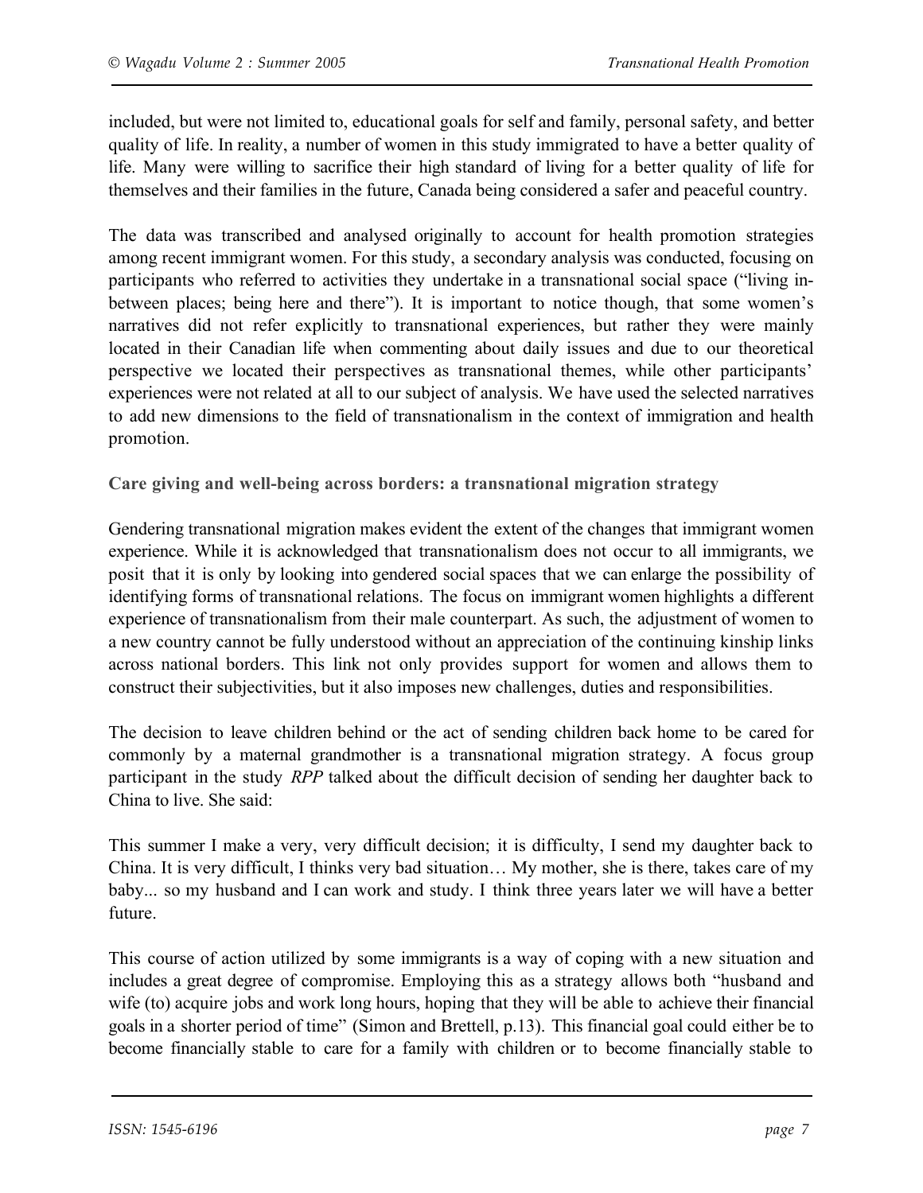included, but were not limited to, educational goals for self and family, personal safety, and better quality of life. In reality, a number of women in this study immigrated to have a better quality of life. Many were willing to sacrifice their high standard of living for a better quality of life for themselves and their families in the future, Canada being considered a safer and peaceful country.

The data was transcribed and analysed originally to account for health promotion strategies among recent immigrant women. For this study, a secondary analysis was conducted, focusing on participants who referred to activities they undertake in a transnational social space ("living in-between places; being here and there"). It is important to notice though, that some women's narratives did not refer explicitly to transnational experiences, but rather they were mainly located in their Canadian life when commenting about daily issues and due to our theoretical perspective we located their perspectives as transnational themes, while other participants' experiences were not related at all to our subject of analysis. We have used the selected narratives to add new dimensions to the field of transnationalism in the context of immigration and health promotion.

**Care giving and well-being across borders: a transnational migration strategy**

Gendering transnational migration makes evident the extent of the changes that immigrant women experience. While it is acknowledged that transnationalism does not occur to all immigrants, we posit that it is only by looking into gendered social spaces that we can enlarge the possibility of identifying forms of transnational relations. The focus on immigrant women highlights a different experience of transnationalism from their male counterpart. As such, the adjustment of women to a new country cannot be fully understood without an appreciation of the continuing kinship links across national borders. This link not only provides support for women and allows them to construct their subjectivities, but it also imposes new challenges, duties and responsibilities.

The decision to leave children behind or the act of sending children back home to be cared for commonly by a maternal grandmother is a transnational migration strategy. A focus group participant in the study *RPP* talked about the difficult decision of sending her daughter back to China to live. She said:

This summer I make a very, very difficult decision; it is difficulty, I send my daughter back to China. It is very difficult, I thinks very bad situation… My mother, she is there, takes care of my baby... so my husband and I can work and study. I think three years later we will have a better future.

This course of action utilized by some immigrants is a way of coping with a new situation and includes a great degree of compromise. Employing this as a strategy allows both "husband and wife (to) acquire jobs and work long hours, hoping that they will be able to achieve their financial goals in a shorter period of time" (Simon and Brettell, p.13). This financial goal could either be to become financially stable to care for a family with children or to become financially stable to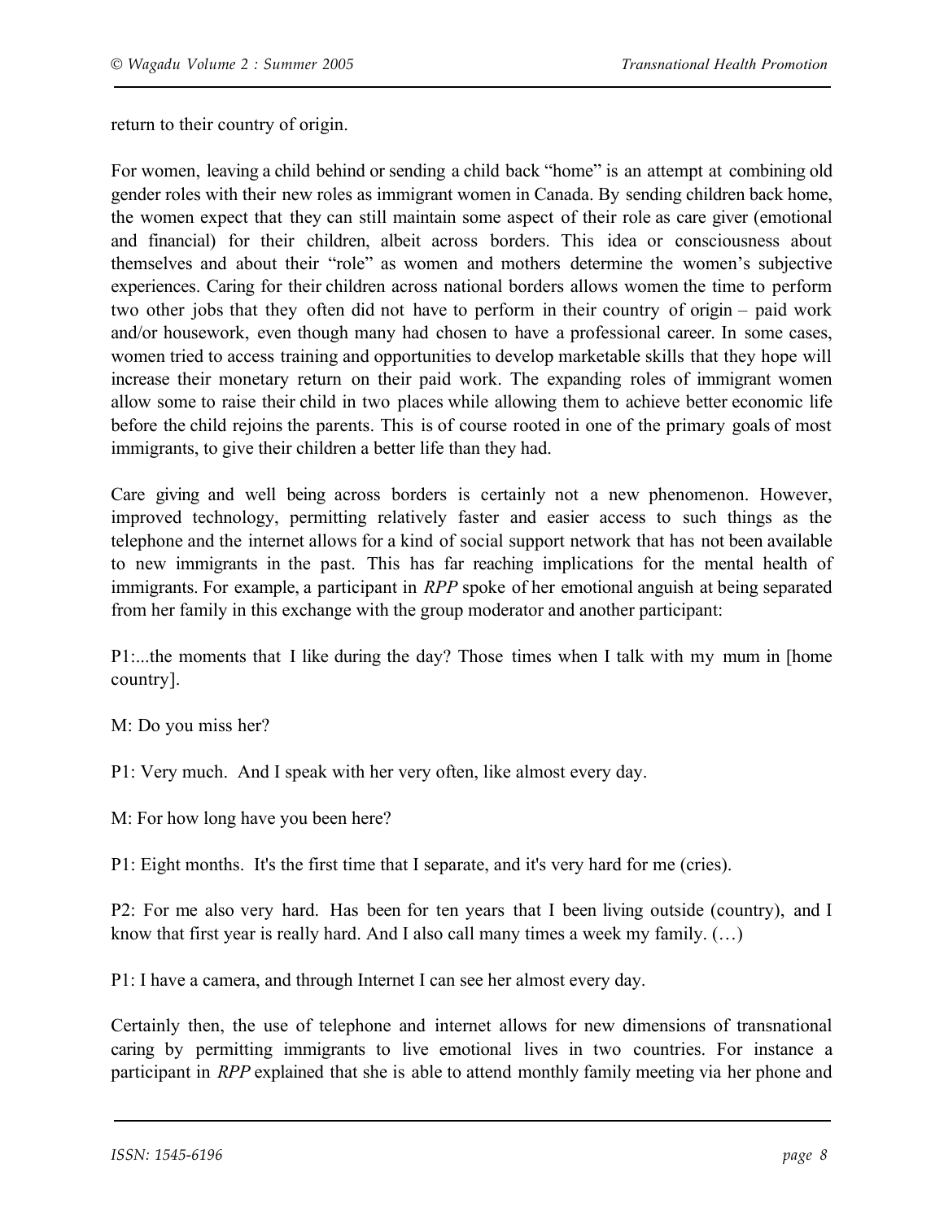return to their country of origin.

For women, leaving a child behind or sending a child back "home" is an attempt at combining old gender roles with their new roles as immigrant women in Canada. By sending children back home, the women expect that they can still maintain some aspect of their role as care giver (emotional and financial) for their children, albeit across borders. This idea or consciousness about themselves and about their "role" as women and mothers determine the women's subjective experiences. Caring for their children across national borders allows women the time to perform two other jobs that they often did not have to perform in their country of origin – paid work and/or housework, even though many had chosen to have a professional career. In some cases, women tried to access training and opportunities to develop marketable skills that they hope will increase their monetary return on their paid work. The expanding roles of immigrant women allow some to raise their child in two places while allowing them to achieve better economic life before the child rejoins the parents. This is of course rooted in one of the primary goals of most immigrants, to give their children a better life than they had.

Care giving and well being across borders is certainly not a new phenomenon. However, improved technology, permitting relatively faster and easier access to such things as the telephone and the internet allows for a kind of social support network that has not been available to new immigrants in the past. This has far reaching implications for the mental health of immigrants. For example, a participant in *RPP* spoke of her emotional anguish at being separated from her family in this exchange with the group moderator and another participant:

P1:...the moments that I like during the day? Those times when I talk with my mum in [home country].

M: Do you miss her?

P1: Very much. And I speak with her very often, like almost every day.

M: For how long have you been here?

P1: Eight months. It's the first time that I separate, and it's very hard for me (cries).

P2: For me also very hard. Has been for ten years that I been living outside (country), and I know that first year is really hard. And I also call many times a week my family. (…)

P1: I have a camera, and through Internet I can see her almost every day.

Certainly then, the use of telephone and internet allows for new dimensions of transnational caring by permitting immigrants to live emotional lives in two countries. For instance a participant in *RPP* explained that she is able to attend monthly family meeting via her phone and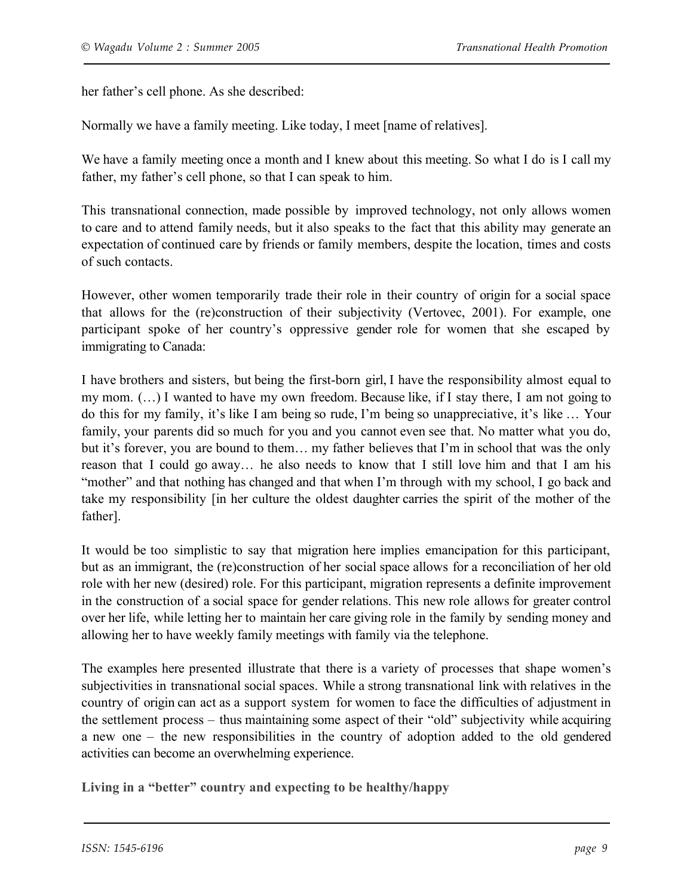her father's cell phone. As she described:

Normally we have a family meeting. Like today, I meet [name of relatives].

We have a family meeting once a month and I knew about this meeting. So what I do is I call my father, my father's cell phone, so that I can speak to him.

This transnational connection, made possible by improved technology, not only allows women to care and to attend family needs, but it also speaks to the fact that this ability may generate an expectation of continued care by friends or family members, despite the location, times and costs of such contacts.

However, other women temporarily trade their role in their country of origin for a social space that allows for the (re)construction of their subjectivity (Vertovec, 2001). For example, one participant spoke of her country's oppressive gender role for women that she escaped by immigrating to Canada:

I have brothers and sisters, but being the first-born girl, I have the responsibility almost equal to my mom. (…) I wanted to have my own freedom. Because like, if I stay there, I am not going to do this for my family, it's like I am being so rude, I'm being so unappreciative, it's like … Your family, your parents did so much for you and you cannot even see that. No matter what you do, but it's forever, you are bound to them… my father believes that I'm in school that was the only reason that I could go away… he also needs to know that I still love him and that I am his "mother" and that nothing has changed and that when I'm through with my school, I go back and take my responsibility [in her culture the oldest daughter carries the spirit of the mother of the father].

It would be too simplistic to say that migration here implies emancipation for this participant, but as an immigrant, the (re)construction of her social space allows for a reconciliation of her old role with her new (desired) role. For this participant, migration represents a definite improvement in the construction of a social space for gender relations. This new role allows for greater control over her life, while letting her to maintain her care giving role in the family by sending money and allowing her to have weekly family meetings with family via the telephone.

The examples here presented illustrate that there is a variety of processes that shape women's subjectivities in transnational social spaces. While a strong transnational link with relatives in the country of origin can act as a support system for women to face the difficulties of adjustment in the settlement process – thus maintaining some aspect of their "old" subjectivity while acquiring a new one – the new responsibilities in the country of adoption added to the old gendered activities can become an overwhelming experience.

**Living in a "better" country and expecting to be healthy/happy**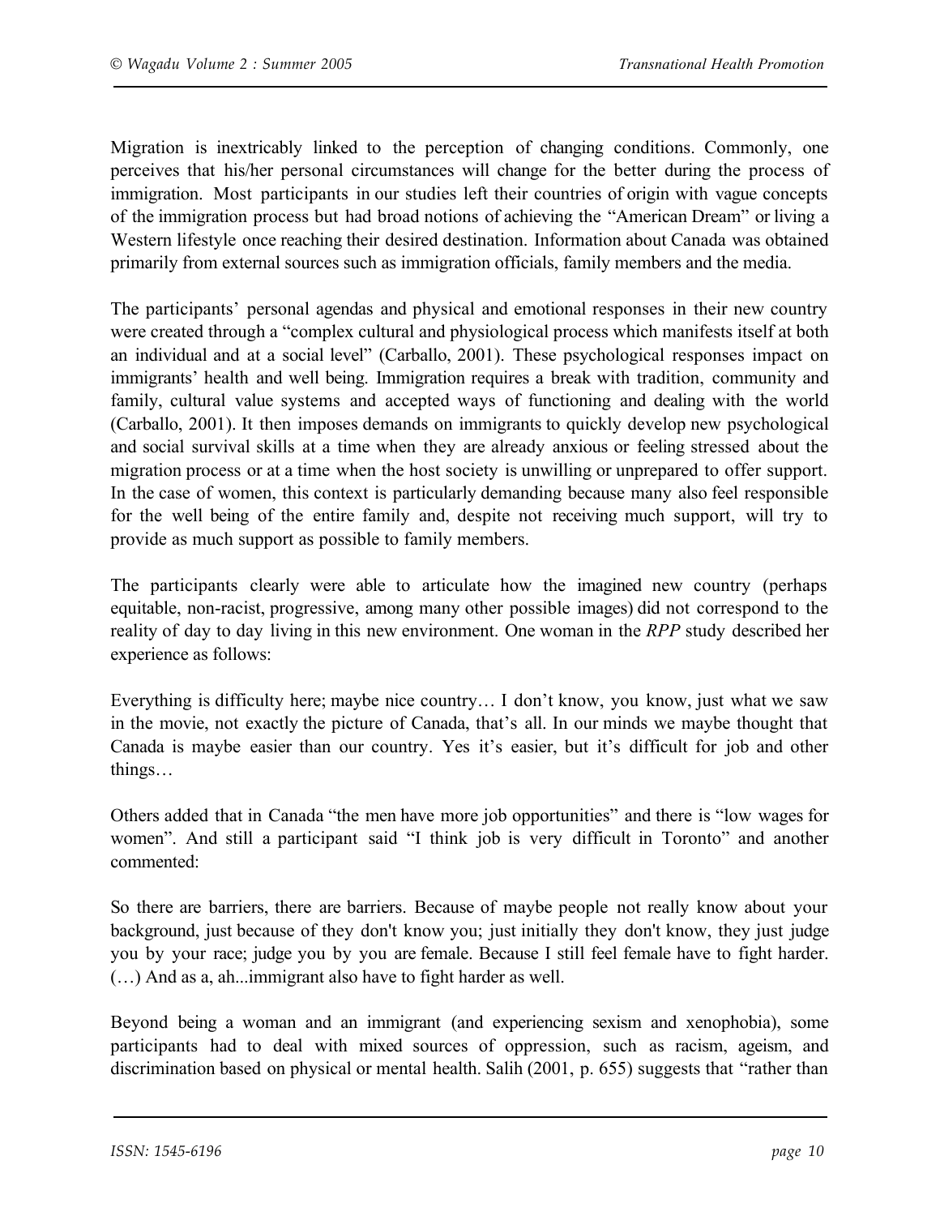Migration is inextricably linked to the perception of changing conditions. Commonly, one perceives that his/her personal circumstances will change for the better during the process of immigration. Most participants in our studies left their countries of origin with vague concepts of the immigration process but had broad notions of achieving the "American Dream" or living a Western lifestyle once reaching their desired destination. Information about Canada was obtained primarily from external sources such as immigration officials, family members and the media.

The participants' personal agendas and physical and emotional responses in their new country were created through a "complex cultural and physiological process which manifests itself at both an individual and at a social level" (Carballo, 2001). These psychological responses impact on immigrants' health and well being. Immigration requires a break with tradition, community and family, cultural value systems and accepted ways of functioning and dealing with the world (Carballo, 2001). It then imposes demands on immigrants to quickly develop new psychological and social survival skills at a time when they are already anxious or feeling stressed about the migration process or at a time when the host society is unwilling or unprepared to offer support. In the case of women, this context is particularly demanding because many also feel responsible for the well being of the entire family and, despite not receiving much support, will try to provide as much support as possible to family members.

The participants clearly were able to articulate how the imagined new country (perhaps equitable, non-racist, progressive, among many other possible images) did not correspond to the reality of day to day living in this new environment. One woman in the *RPP* study described her experience as follows:

Everything is difficulty here; maybe nice country… I don't know, you know, just what we saw in the movie, not exactly the picture of Canada, that's all. In our minds we maybe thought that Canada is maybe easier than our country. Yes it's easier, but it's difficult for job and other things…

Others added that in Canada "the men have more job opportunities" and there is "low wages for women". And still a participant said "I think job is very difficult in Toronto" and another commented:

So there are barriers, there are barriers. Because of maybe people not really know about your background, just because of they don't know you; just initially they don't know, they just judge you by your race; judge you by you are female. Because I still feel female have to fight harder. (…) And as a, ah...immigrant also have to fight harder as well.

Beyond being a woman and an immigrant (and experiencing sexism and xenophobia), some participants had to deal with mixed sources of oppression, such as racism, ageism, and discrimination based on physical or mental health. Salih (2001, p. 655) suggests that "rather than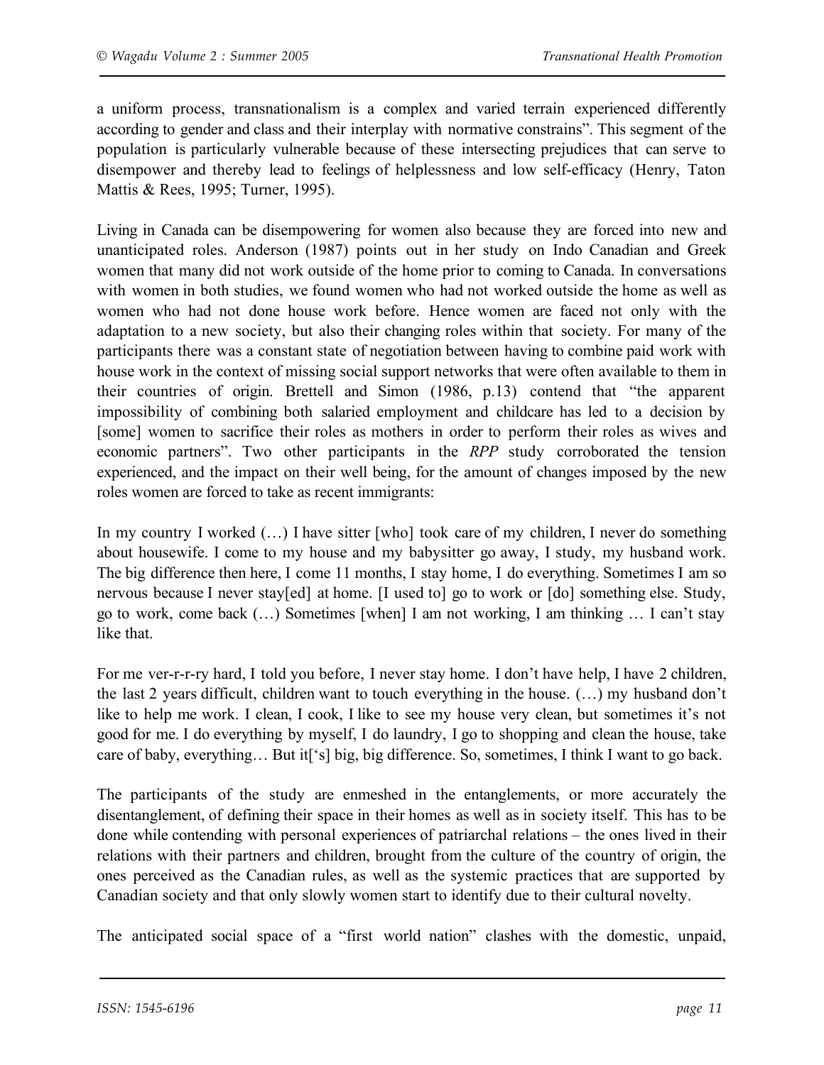a uniform process, transnationalism is a complex and varied terrain experienced differently according to gender and class and their interplay with normative constrains". This segment of the population is particularly vulnerable because of these intersecting prejudices that can serve to disempower and thereby lead to feelings of helplessness and low self-efficacy (Henry, Taton Mattis & Rees, 1995; Turner, 1995).

Living in Canada can be disempowering for women also because they are forced into new and unanticipated roles. Anderson (1987) points out in her study on Indo Canadian and Greek women that many did not work outside of the home prior to coming to Canada. In conversations with women in both studies, we found women who had not worked outside the home as well as women who had not done house work before. Hence women are faced not only with the adaptation to a new society, but also their changing roles within that society. For many of the participants there was a constant state of negotiation between having to combine paid work with house work in the context of missing social support networks that were often available to them in their countries of origin. Brettell and Simon (1986, p.13) contend that "the apparent impossibility of combining both salaried employment and childcare has led to a decision by [some] women to sacrifice their roles as mothers in order to perform their roles as wives and economic partners". Two other participants in the *RPP* study corroborated the tension experienced, and the impact on their well being, for the amount of changes imposed by the new roles women are forced to take as recent immigrants:

In my country I worked (…) I have sitter [who] took care of my children, I never do something about housewife. I come to my house and my babysitter go away, I study, my husband work. The big difference then here, I come 11 months, I stay home, I do everything. Sometimes I am so nervous because I never stay[ed] at home. [I used to] go to work or [do] something else. Study, go to work, come back (…) Sometimes [when] I am not working, I am thinking … I can't stay like that.

For me ver-r-r-ry hard, I told you before, I never stay home. I don't have help, I have 2 children, the last 2 years difficult, children want to touch everything in the house. (…) my husband don't like to help me work. I clean, I cook, I like to see my house very clean, but sometimes it's not good for me. I do everything by myself, I do laundry, I go to shopping and clean the house, take care of baby, everything… But it['s] big, big difference. So, sometimes, I think I want to go back.

The participants of the study are enmeshed in the entanglements, or more accurately the disentanglement, of defining their space in their homes as well as in society itself. This has to be done while contending with personal experiences of patriarchal relations – the ones lived in their relations with their partners and children, brought from the culture of the country of origin, the ones perceived as the Canadian rules, as well as the systemic practices that are supported by Canadian society and that only slowly women start to identify due to their cultural novelty.

The anticipated social space of a "first world nation" clashes with the domestic, unpaid,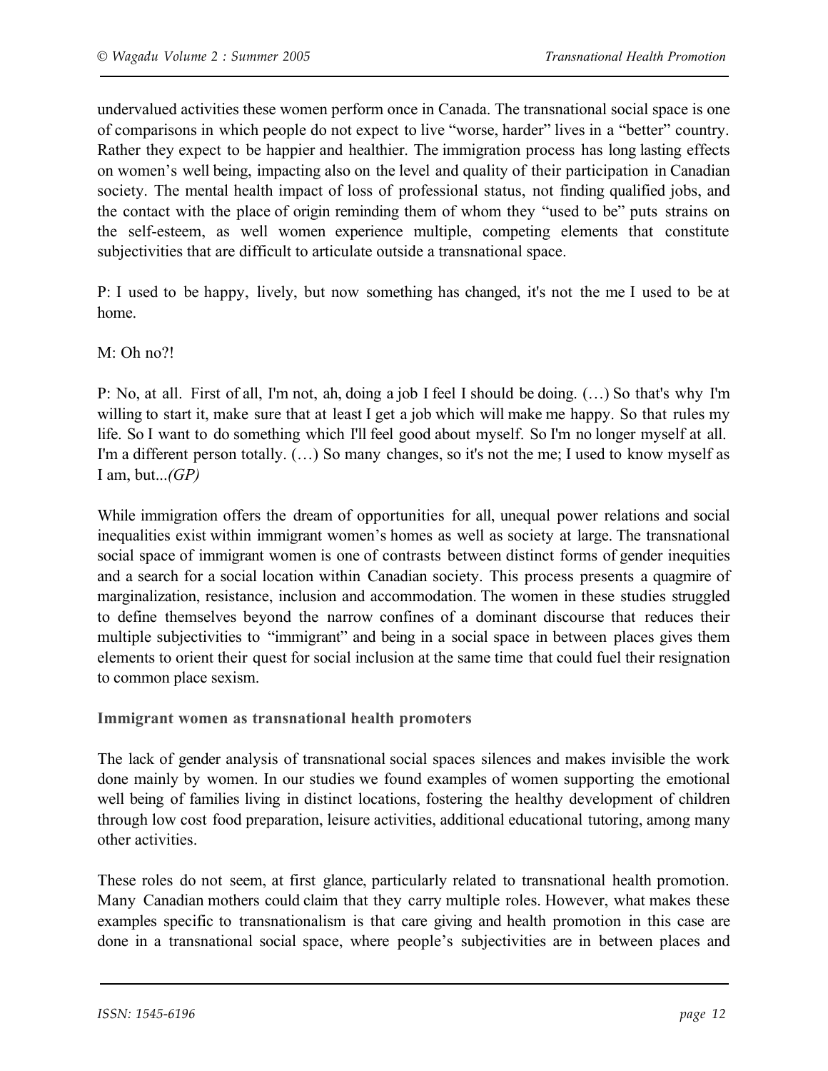undervalued activities these women perform once in Canada. The transnational social space is one of comparisons in which people do not expect to live "worse, harder" lives in a "better" country. Rather they expect to be happier and healthier. The immigration process has long lasting effects on women's well being, impacting also on the level and quality of their participation in Canadian society. The mental health impact of loss of professional status, not finding qualified jobs, and the contact with the place of origin reminding them of whom they "used to be" puts strains on the self-esteem, as well women experience multiple, competing elements that constitute subjectivities that are difficult to articulate outside a transnational space.

P: I used to be happy, lively, but now something has changed, it's not the me I used to be at home.

M: Oh no?!

P: No, at all. First of all, I'm not, ah, doing a job I feel I should be doing. (…) So that's why I'm willing to start it, make sure that at least I get a job which will make me happy. So that rules my life. So I want to do something which I'll feel good about myself. So I'm no longer myself at all. I'm a different person totally. (…) So many changes, so it's not the me; I used to know myself as I am, but...*(GP)*

While immigration offers the dream of opportunities for all, unequal power relations and social inequalities exist within immigrant women's homes as well as society at large. The transnational social space of immigrant women is one of contrasts between distinct forms of gender inequities and a search for a social location within Canadian society. This process presents a quagmire of marginalization, resistance, inclusion and accommodation. The women in these studies struggled to define themselves beyond the narrow confines of a dominant discourse that reduces their multiple subjectivities to "immigrant" and being in a social space in between places gives them elements to orient their quest for social inclusion at the same time that could fuel their resignation to common place sexism.

### Immigrant women as transnational health promoters

The lack of gender analysis of transnational social spaces silences and makes invisible the work done mainly by women. In our studies we found examples of women supporting the emotional well being of families living in distinct locations, fostering the healthy development of children through low cost food preparation, leisure activities, additional educational tutoring, among many other activities.

These roles do not seem, at first glance, particularly related to transnational health promotion. Many Canadian mothers could claim that they carry multiple roles. However, what makes these examples specific to transnationalism is that care giving and health promotion in this case are done in a transnational social space, where people's subjectivities are in between places and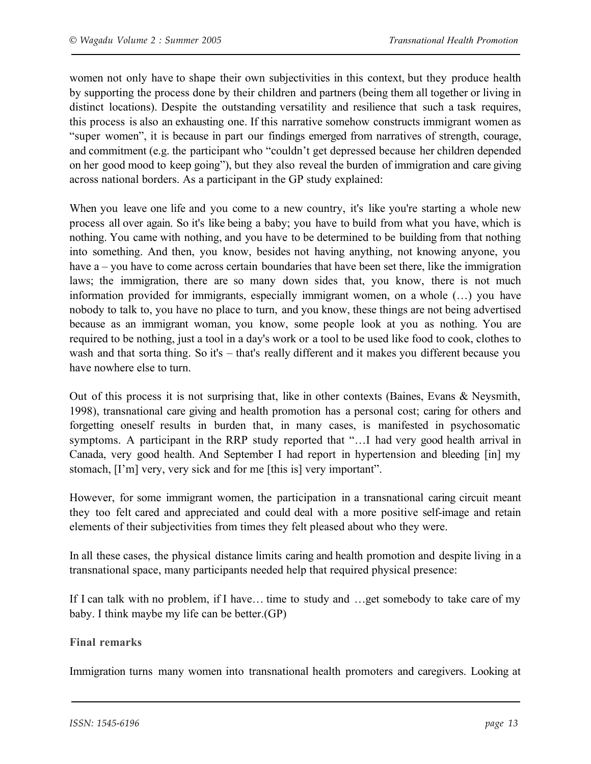women not only have to shape their own subjectivities in this context, but they produce health by supporting the process done by their children and partners (being them all together or living in distinct locations). Despite the outstanding versatility and resilience that such a task requires, this process is also an exhausting one. If this narrative somehow constructs immigrant women as "super women", it is because in part our findings emerged from narratives of strength, courage, and commitment (e.g. the participant who "couldn't get depressed because her children depended on her good mood to keep going"), but they also reveal the burden of immigration and care giving across national borders. As a participant in the GP study explained:

When you leave one life and you come to a new country, it's like you're starting a whole new process all over again. So it's like being a baby; you have to build from what you have, which is nothing. You came with nothing, and you have to be determined to be building from that nothing into something. And then, you know, besides not having anything, not knowing anyone, you have a – you have to come across certain boundaries that have been set there, like the immigration laws; the immigration, there are so many down sides that, you know, there is not much information provided for immigrants, especially immigrant women, on a whole (…) you have nobody to talk to, you have no place to turn, and you know, these things are not being advertised because as an immigrant woman, you know, some people look at you as nothing. You are required to be nothing, just a tool in a day's work or a tool to be used like food to cook, clothes to wash and that sorta thing. So it's – that's really different and it makes you different because you have nowhere else to turn.

Out of this process it is not surprising that, like in other contexts (Baines, Evans & Neysmith, 1998), transnational care giving and health promotion has a personal cost; caring for others and forgetting oneself results in burden that, in many cases, is manifested in psychosomatic symptoms. A participant in the RRP study reported that "…I had very good health arrival in Canada, very good health. And September I had report in hypertension and bleeding [in] my stomach, [I'm] very, very sick and for me [this is] very important".

However, for some immigrant women, the participation in a transnational caring circuit meant they too felt cared and appreciated and could deal with a more positive self-image and retain elements of their subjectivities from times they felt pleased about who they were.

In all these cases, the physical distance limits caring and health promotion and despite living in a transnational space, many participants needed help that required physical presence:

If I can talk with no problem, if I have… time to study and …get somebody to take care of my baby. I think maybe my life can be better.(GP)

### Final remarks

Immigration turns many women into transnational health promoters and caregivers. Looking at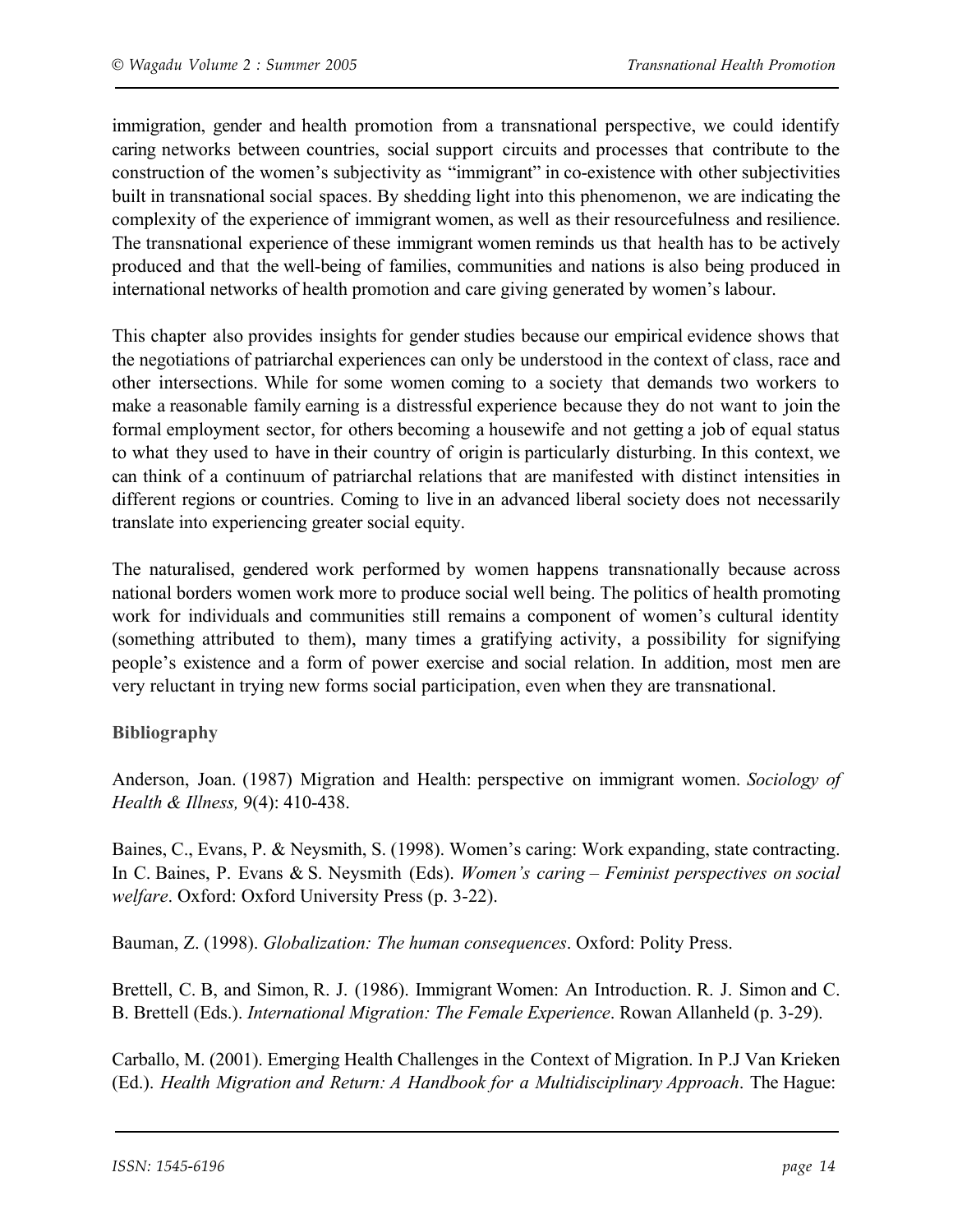immigration, gender and health promotion from a transnational perspective, we could identify caring networks between countries, social support circuits and processes that contribute to the construction of the women's subjectivity as "immigrant" in co-existence with other subjectivities built in transnational social spaces. By shedding light into this phenomenon, we are indicating the complexity of the experience of immigrant women, as well as their resourcefulness and resilience. The transnational experience of these immigrant women reminds us that health has to be actively produced and that the well-being of families, communities and nations is also being produced in international networks of health promotion and care giving generated by women's labour.

This chapter also provides insights for gender studies because our empirical evidence shows that the negotiations of patriarchal experiences can only be understood in the context of class, race and other intersections. While for some women coming to a society that demands two workers to make a reasonable family earning is a distressful experience because they do not want to join the formal employment sector, for others becoming a housewife and not getting a job of equal status to what they used to have in their country of origin is particularly disturbing. In this context, we can think of a continuum of patriarchal relations that are manifested with distinct intensities in different regions or countries. Coming to live in an advanced liberal society does not necessarily translate into experiencing greater social equity.

The naturalised, gendered work performed by women happens transnationally because across national borders women work more to produce social well being. The politics of health promoting work for individuals and communities still remains a component of women's cultural identity (something attributed to them), many times a gratifying activity, a possibility for signifying people's existence and a form of power exercise and social relation. In addition, most men are very reluctant in trying new forms social participation, even when they are transnational.

**Bibliography**

Anderson, Joan. (1987) Migration and Health: perspective on immigrant women. *Sociology of Health & Illness,* 9(4): 410-438.

Baines, C., Evans, P. & Neysmith, S. (1998). Women's caring: Work expanding, state contracting. In C. Baines, P. Evans & S. Neysmith (Eds). *Women's caring – Feminist perspectives on social welfare*. Oxford: Oxford University Press (p. 3-22).

Bauman, Z. (1998). *Globalization: The human consequences*. Oxford: Polity Press.

Brettell, C. B, and Simon, R. J. (1986). Immigrant Women: An Introduction. R. J. Simon and C. B. Brettell (Eds.). *International Migration: The Female Experience*. Rowan Allanheld (p. 3-29).

Carballo, M. (2001). Emerging Health Challenges in the Context of Migration. In P.J Van Krieken (Ed.). *Health Migration and Return: A Handbook for a Multidisciplinary Approach*. The Hague: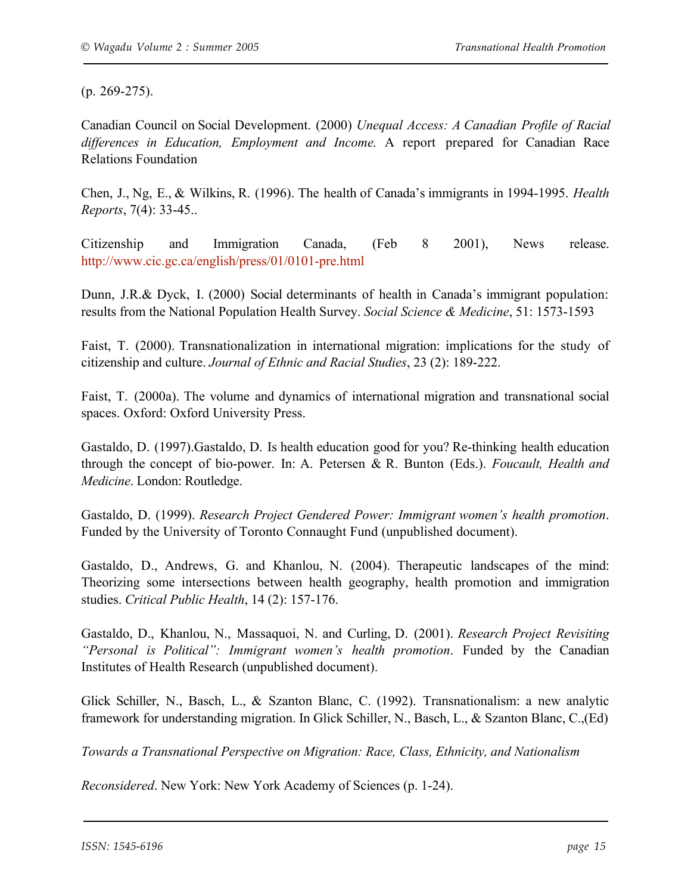(p. 269-275).

Canadian Council on Social Development. (2000) *Unequal Access: A Canadian Profile of Racial differences in Education, Employment and Income.* A report prepared for Canadian Race Relations Foundation

Chen, J., Ng, E., & Wilkins, R. (1996). The health of Canada's immigrants in 1994-1995. *Health Reports*, 7(4): 33-45..

Citizenship and Immigration Canada, (Feb 8 2001), News release. http://www.cic.gc.ca/english/press/01/0101-pre.html

Dunn, J.R.& Dyck, I. (2000) Social determinants of health in Canada's immigrant population: results from the National Population Health Survey. *Social Science & Medicine*, 51: 1573-1593

Faist, T. (2000). Transnationalization in international migration: implications for the study of citizenship and culture. *Journal of Ethnic and Racial Studies*, 23 (2): 189-222.

Faist, T. (2000a). The volume and dynamics of international migration and transnational social spaces. Oxford: Oxford University Press.

Gastaldo, D. (1997).Gastaldo, D. Is health education good for you? Re-thinking health education through the concept of bio-power. In: A. Petersen & R. Bunton (Eds.). *Foucault, Health and Medicine*. London: Routledge.

Gastaldo, D. (1999). *Research Project Gendered Power: Immigrant women's health promotion*. Funded by the University of Toronto Connaught Fund (unpublished document).

Gastaldo, D., Andrews, G. and Khanlou, N. (2004). Therapeutic landscapes of the mind: Theorizing some intersections between health geography, health promotion and immigration studies. *Critical Public Health*, 14 (2): 157-176.

Gastaldo, D., Khanlou, N., Massaquoi, N. and Curling, D. (2001). *Research Project Revisiting "Personal is Political": Immigrant women's health promotion*. Funded by the Canadian Institutes of Health Research (unpublished document).

Glick Schiller, N., Basch, L., & Szanton Blanc, C. (1992). Transnationalism: a new analytic framework for understanding migration. In Glick Schiller, N., Basch, L., & Szanton Blanc, C.,(Ed)

*Towards a Transnational Perspective on Migration: Race, Class, Ethnicity, and Nationalism*

*Reconsidered*. New York: New York Academy of Sciences (p. 1-24).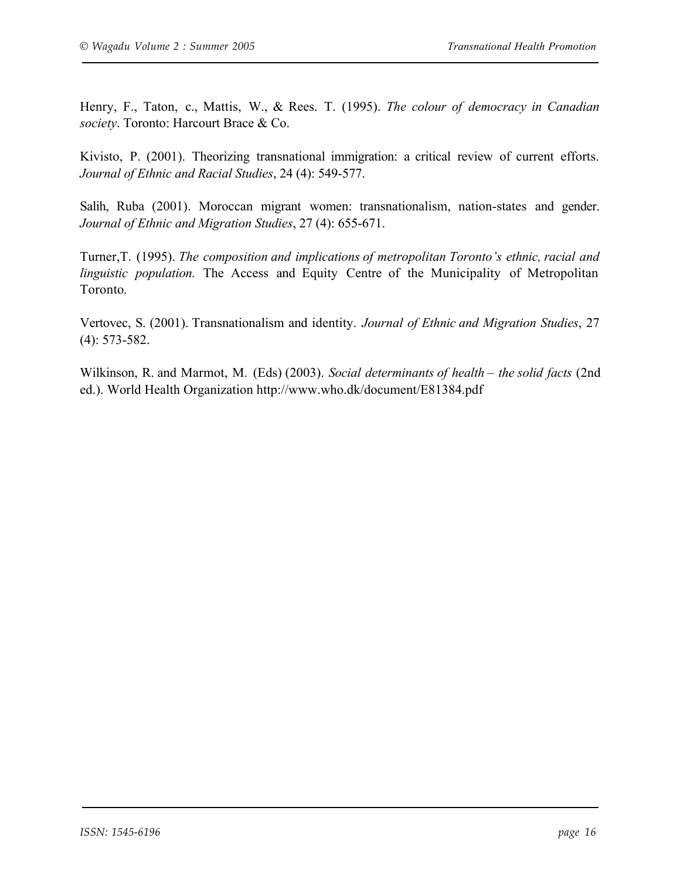Henry, F., Taton, c., Mattis, W., & Rees. T. (1995). *The colour of democracy in Canadian society*. Toronto: Harcourt Brace & Co.

Kivisto, P. (2001). Theorizing transnational immigration: a critical review of current efforts. *Journal of Ethnic and Racial Studies*, 24 (4): 549-577.

Salih, Ruba (2001). Moroccan migrant women: transnationalism, nation-states and gender. *Journal of Ethnic and Migration Studies*, 27 (4): 655-671.

Turner,T. (1995). *The composition and implications of metropolitan Toronto's ethnic, racial and linguistic population.* The Access and Equity Centre of the Municipality of Metropolitan Toronto.

Vertovec, S. (2001). Transnationalism and identity. *Journal of Ethnic and Migration Studies*, 27 (4): 573-582.

Wilkinson, R. and Marmot, M. (Eds) (2003). *Social determinants of health – the solid facts* (2nd ed.). World Health Organization http://www.who.dk/document/E81384.pdf